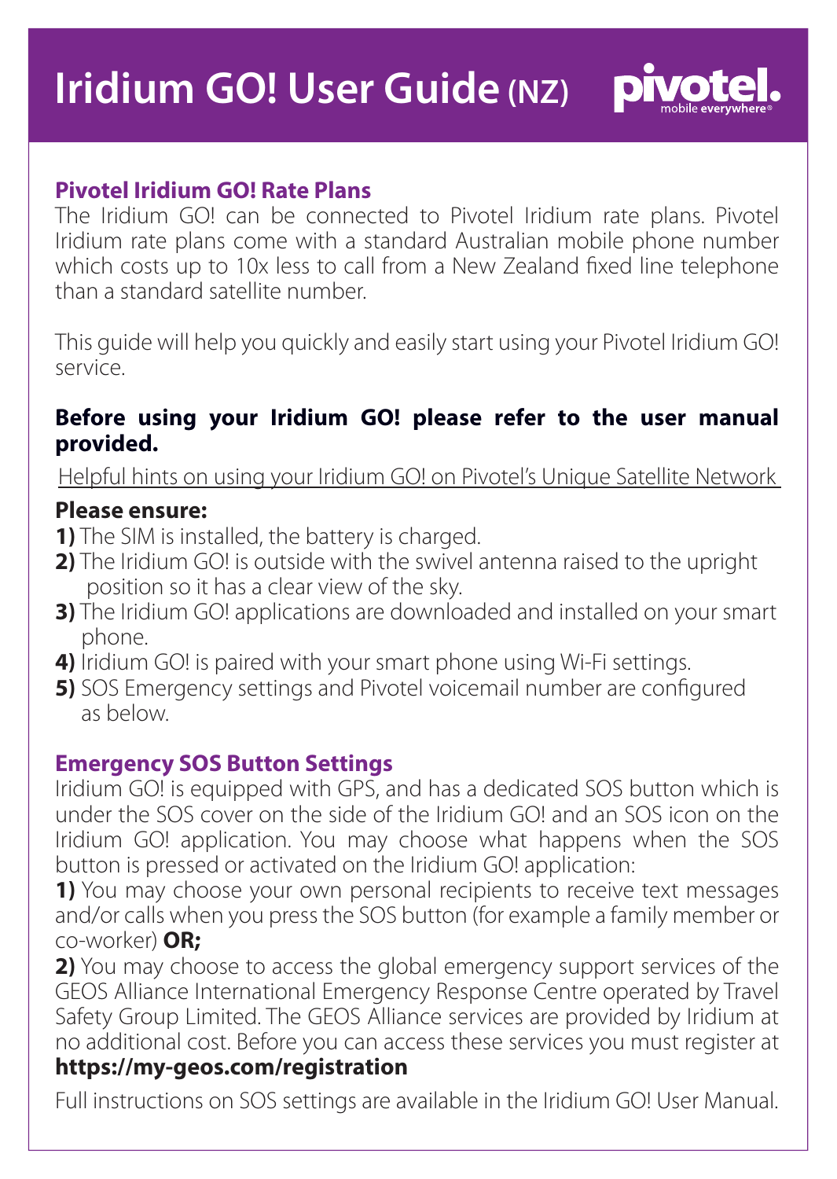# Iridium GO! User Guide (NZ)

pivotel. mobile everywhere®

## Pivotel Iridium GO! Rate Plans

The Iridium GO! can be connected to Pivotel Iridium rate plans. Pivotel Iridium rate plans come with a standard Australian mobile phone number which costs up to 10x less to call from a New Zealand fixed line telephone than a standard satellite number.

This guide will help you quickly and easily start using your Pivotel Iridium GO! service.

**Before using your Iridium GO! please refer to the user manual provided.**

Helpful hints on using your Iridium GO! on Pivotel's Unique Satellite Network

**Please ensure:**

**1)** The SIM is installed, the battery is charged.
**2)** The Iridium GO! is outside with the swivel antenna raised to the upright position so it has a clear view of the sky.
**3)** The Iridium GO! applications are downloaded and installed on your smart phone.
**4)** Iridium GO! is paired with your smart phone using Wi-Fi settings.
**5)** SOS Emergency settings and Pivotel voicemail number are configured as below.

## Emergency SOS Button Settings

Iridium GO! is equipped with GPS, and has a dedicated SOS button which is under the SOS cover on the side of the Iridium GO! and an SOS icon on the Iridium GO! application. You may choose what happens when the SOS button is pressed or activated on the Iridium GO! application:

**1)** You may choose your own personal recipients to receive text messages and/or calls when you press the SOS button (for example a family member or co-worker) **OR;**

**2)** You may choose to access the global emergency support services of the GEOS Alliance International Emergency Response Centre operated by Travel Safety Group Limited. The GEOS Alliance services are provided by Iridium at no additional cost. Before you can access these services you must register at **https://my-geos.com/registration**

Full instructions on SOS settings are available in the Iridium GO! User Manual.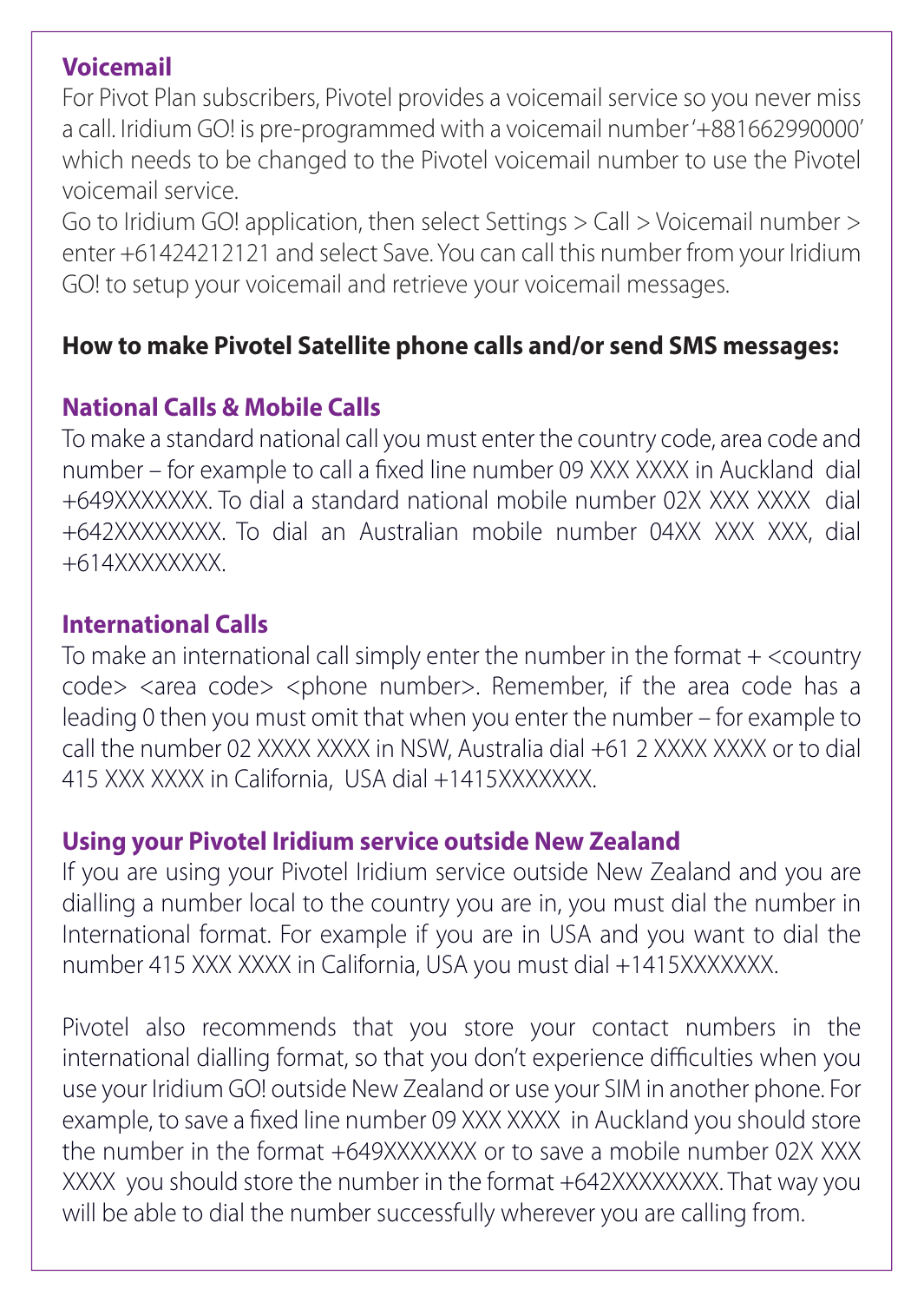## Voicemail

For Pivot Plan subscribers, Pivotel provides a voicemail service so you never miss a call. Iridium GO! is pre-programmed with a voicemail number '+881662990000' which needs to be changed to the Pivotel voicemail number to use the Pivotel voicemail service.

Go to Iridium GO! application, then select Settings > Call > Voicemail number > enter +61424212121 and select Save. You can call this number from your Iridium GO! to setup your voicemail and retrieve your voicemail messages.

**How to make Pivotel Satellite phone calls and/or send SMS messages:**

## National Calls & Mobile Calls

To make a standard national call you must enter the country code, area code and number – for example to call a fixed line number 09 XXX XXXX in Auckland dial +649XXXXXXX. To dial a standard national mobile number 02X XXX XXXX dial +642XXXXXXXX. To dial an Australian mobile number 04XX XXX XXX, dial +614XXXXXXXX.

## International Calls

To make an international call simply enter the number in the format + <country code> <area code> <phone number>. Remember, if the area code has a leading 0 then you must omit that when you enter the number – for example to call the number 02 XXXX XXXX in NSW, Australia dial +61 2 XXXX XXXX or to dial 415 XXX XXXX in California, USA dial +1415XXXXXXX.

## Using your Pivotel Iridium service outside New Zealand

If you are using your Pivotel Iridium service outside New Zealand and you are dialling a number local to the country you are in, you must dial the number in International format. For example if you are in USA and you want to dial the number 415 XXX XXXX in California, USA you must dial +1415XXXXXXX.

Pivotel also recommends that you store your contact numbers in the international dialling format, so that you don't experience difficulties when you use your Iridium GO! outside New Zealand or use your SIM in another phone. For example, to save a fixed line number 09 XXX XXXX in Auckland you should store the number in the format +649XXXXXXX or to save a mobile number 02X XXX XXXX you should store the number in the format +642XXXXXXXX. That way you will be able to dial the number successfully wherever you are calling from.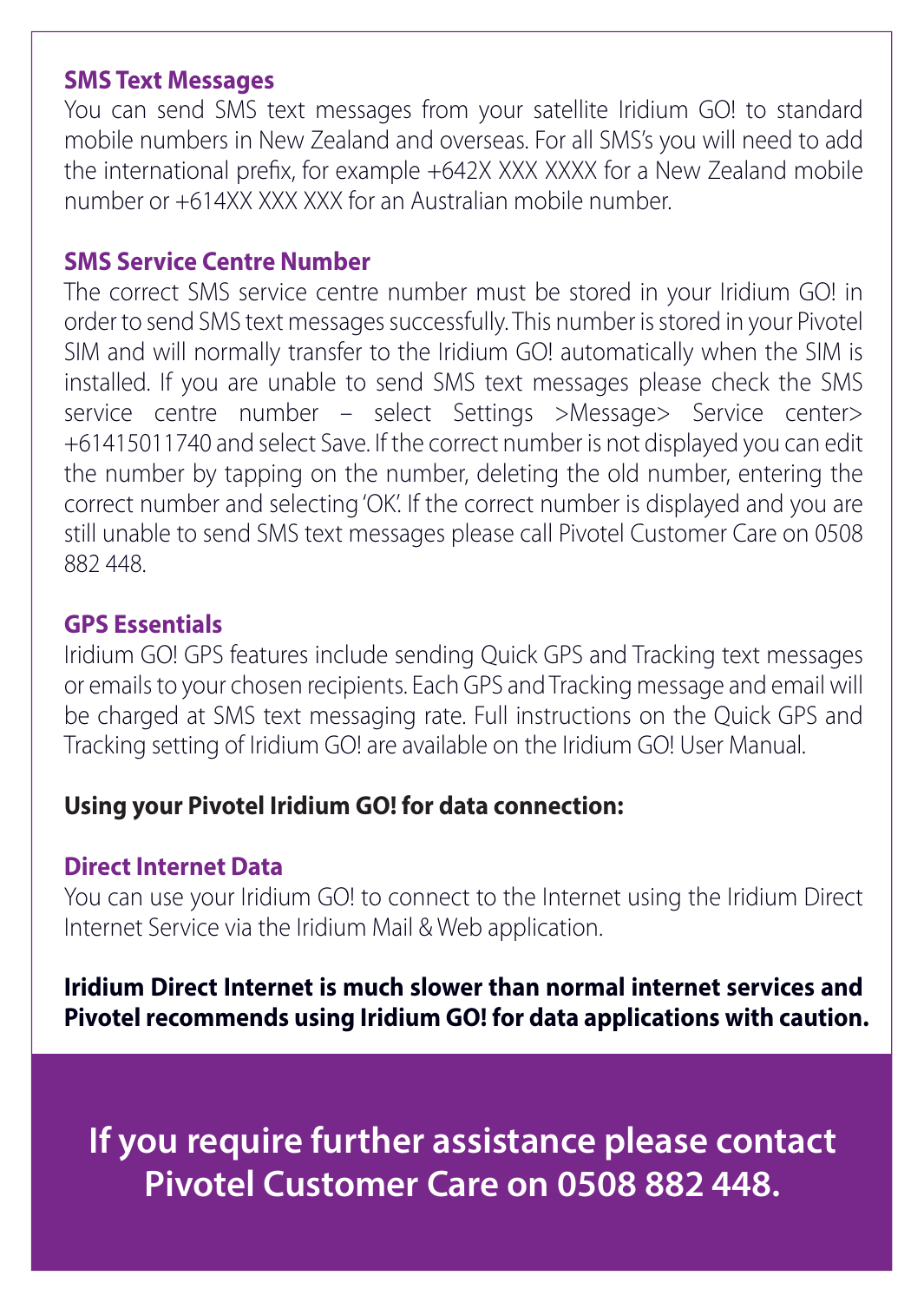### SMS Text Messages

You can send SMS text messages from your satellite Iridium GO! to standard mobile numbers in New Zealand and overseas. For all SMS's you will need to add the international prefix, for example +642X XXX XXXX for a New Zealand mobile number or +614XX XXX XXX for an Australian mobile number.

### SMS Service Centre Number

The correct SMS service centre number must be stored in your Iridium GO! in order to send SMS text messages successfully. This number is stored in your Pivotel SIM and will normally transfer to the Iridium GO! automatically when the SIM is installed. If you are unable to send SMS text messages please check the SMS service centre number – select Settings >Message> Service center> +61415011740 and select Save. If the correct number is not displayed you can edit the number by tapping on the number, deleting the old number, entering the correct number and selecting 'OK'. If the correct number is displayed and you are still unable to send SMS text messages please call Pivotel Customer Care on 0508 882 448.

### GPS Essentials

Iridium GO! GPS features include sending Quick GPS and Tracking text messages or emails to your chosen recipients. Each GPS and Tracking message and email will be charged at SMS text messaging rate. Full instructions on the Quick GPS and Tracking setting of Iridium GO! are available on the Iridium GO! User Manual.

**Using your Pivotel Iridium GO! for data connection:**

### Direct Internet Data

You can use your Iridium GO! to connect to the Internet using the Iridium Direct Internet Service via the Iridium Mail & Web application.

**Iridium Direct Internet is much slower than normal internet services and Pivotel recommends using Iridium GO! for data applications with caution.**

**If you require further assistance please contact Pivotel Customer Care on 0508 882 448.**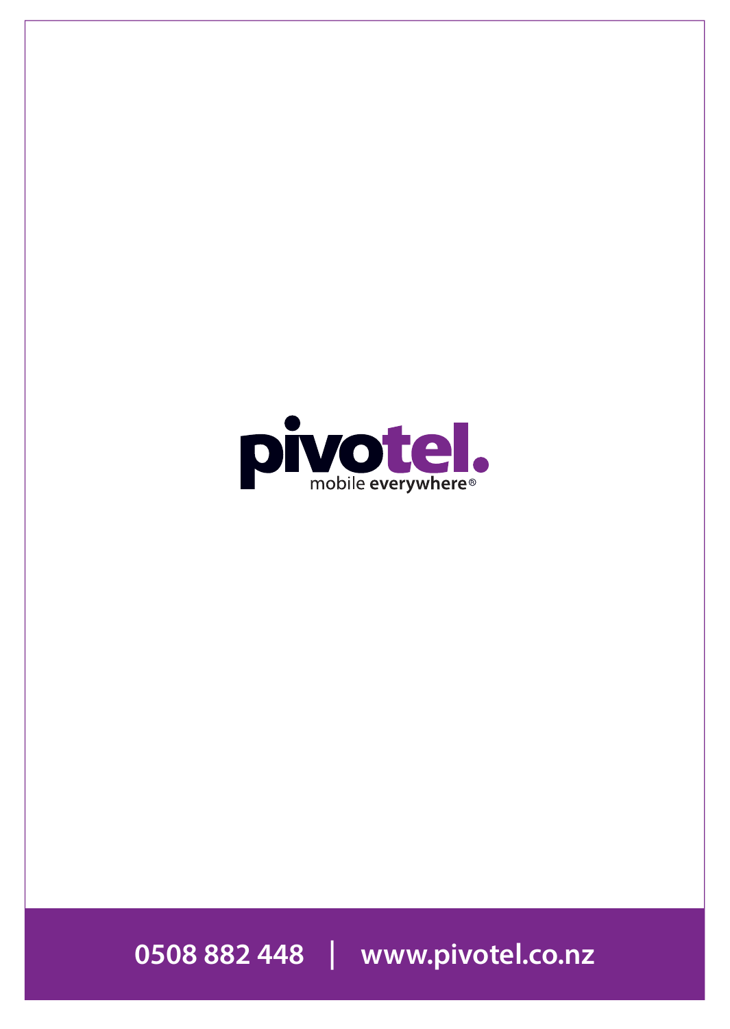pivotel.

mobile **everywhere**®

**0508 882 448 | www.pivotel.co.nz**